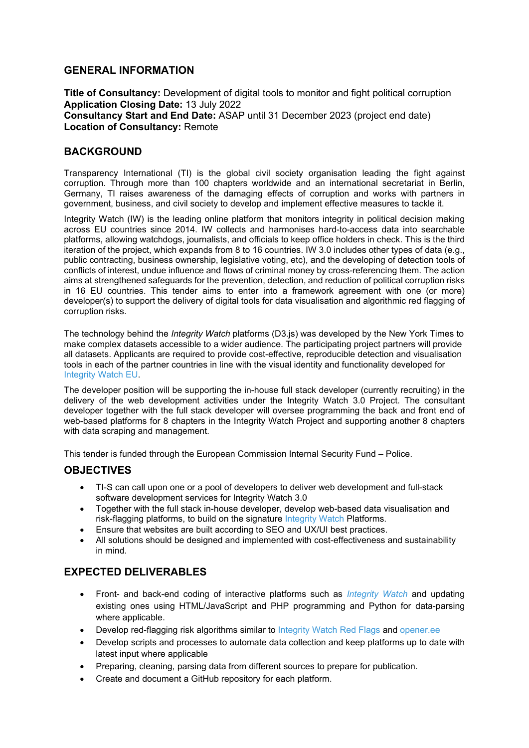## GENERAL INFORMATION

**Title of Consultancy:** Development of digital tools to monitor and fight political corruption
**Application Closing Date:** 13 July 2022
**Consultancy Start and End Date:** ASAP until 31 December 2023 (project end date)
**Location of Consultancy:** Remote

## BACKGROUND

Transparency International (TI) is the global civil society organisation leading the fight against corruption. Through more than 100 chapters worldwide and an international secretariat in Berlin, Germany, TI raises awareness of the damaging effects of corruption and works with partners in government, business, and civil society to develop and implement effective measures to tackle it.

Integrity Watch (IW) is the leading online platform that monitors integrity in political decision making across EU countries since 2014. IW collects and harmonises hard-to-access data into searchable platforms, allowing watchdogs, journalists, and officials to keep office holders in check. This is the third iteration of the project, which expands from 8 to 16 countries. IW 3.0 includes other types of data (e.g., public contracting, business ownership, legislative voting, etc), and the developing of detection tools of conflicts of interest, undue influence and flows of criminal money by cross-referencing them. The action aims at strengthened safeguards for the prevention, detection, and reduction of political corruption risks in 16 EU countries. This tender aims to enter into a framework agreement with one (or more) developer(s) to support the delivery of digital tools for data visualisation and algorithmic red flagging of corruption risks.

The technology behind the *Integrity Watch* platforms (D3.js) was developed by the New York Times to make complex datasets accessible to a wider audience. The participating project partners will provide all datasets. Applicants are required to provide cost-effective, reproducible detection and visualisation tools in each of the partner countries in line with the visual identity and functionality developed for Integrity Watch EU.

The developer position will be supporting the in-house full stack developer (currently recruiting) in the delivery of the web development activities under the Integrity Watch 3.0 Project. The consultant developer together with the full stack developer will oversee programming the back and front end of web-based platforms for 8 chapters in the Integrity Watch Project and supporting another 8 chapters with data scraping and management.

This tender is funded through the European Commission Internal Security Fund – Police.

## OBJECTIVES

- TI-S can call upon one or a pool of developers to deliver web development and full-stack software development services for Integrity Watch 3.0
- Together with the full stack in-house developer, develop web-based data visualisation and risk-flagging platforms, to build on the signature Integrity Watch Platforms.
- Ensure that websites are built according to SEO and UX/UI best practices.
- All solutions should be designed and implemented with cost-effectiveness and sustainability in mind.

## EXPECTED DELIVERABLES

- Front- and back-end coding of interactive platforms such as *Integrity Watch* and updating existing ones using HTML/JavaScript and PHP programming and Python for data-parsing where applicable.
- Develop red-flagging risk algorithms similar to Integrity Watch Red Flags and opener.ee
- Develop scripts and processes to automate data collection and keep platforms up to date with latest input where applicable
- Preparing, cleaning, parsing data from different sources to prepare for publication.
- Create and document a GitHub repository for each platform.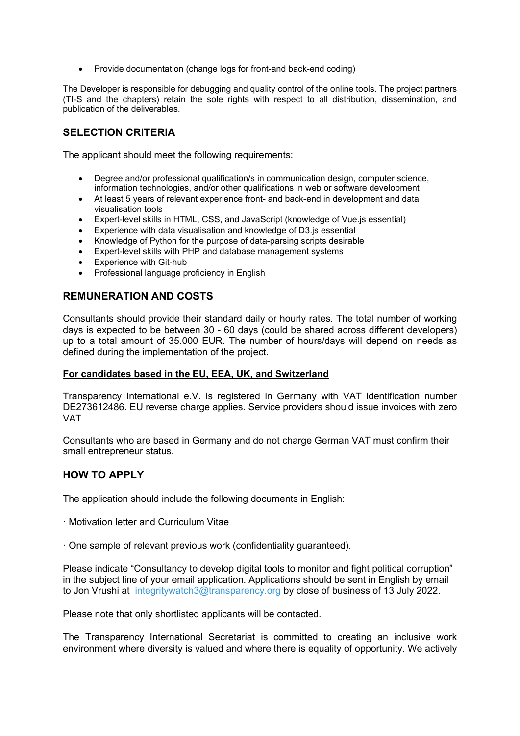- Provide documentation (change logs for front-and back-end coding)

The Developer is responsible for debugging and quality control of the online tools. The project partners (TI-S and the chapters) retain the sole rights with respect to all distribution, dissemination, and publication of the deliverables.

## SELECTION CRITERIA

The applicant should meet the following requirements:

- Degree and/or professional qualification/s in communication design, computer science, information technologies, and/or other qualifications in web or software development
- At least 5 years of relevant experience front- and back-end in development and data visualisation tools
- Expert-level skills in HTML, CSS, and JavaScript (knowledge of Vue.js essential)
- Experience with data visualisation and knowledge of D3.js essential
- Knowledge of Python for the purpose of data-parsing scripts desirable
- Expert-level skills with PHP and database management systems
- Experience with Git-hub
- Professional language proficiency in English

## REMUNERATION AND COSTS

Consultants should provide their standard daily or hourly rates. The total number of working days is expected to be between 30 - 60 days (could be shared across different developers) up to a total amount of 35.000 EUR. The number of hours/days will depend on needs as defined during the implementation of the project.

**For candidates based in the EU, EEA, UK, and Switzerland**

Transparency International e.V. is registered in Germany with VAT identification number DE273612486. EU reverse charge applies. Service providers should issue invoices with zero VAT.

Consultants who are based in Germany and do not charge German VAT must confirm their small entrepreneur status.

## HOW TO APPLY

The application should include the following documents in English:

· Motivation letter and Curriculum Vitae

· One sample of relevant previous work (confidentiality guaranteed).

Please indicate "Consultancy to develop digital tools to monitor and fight political corruption" in the subject line of your email application. Applications should be sent in English by email to Jon Vrushi at integritywatch3@transparency.org by close of business of 13 July 2022.

Please note that only shortlisted applicants will be contacted.

The Transparency International Secretariat is committed to creating an inclusive work environment where diversity is valued and where there is equality of opportunity. We actively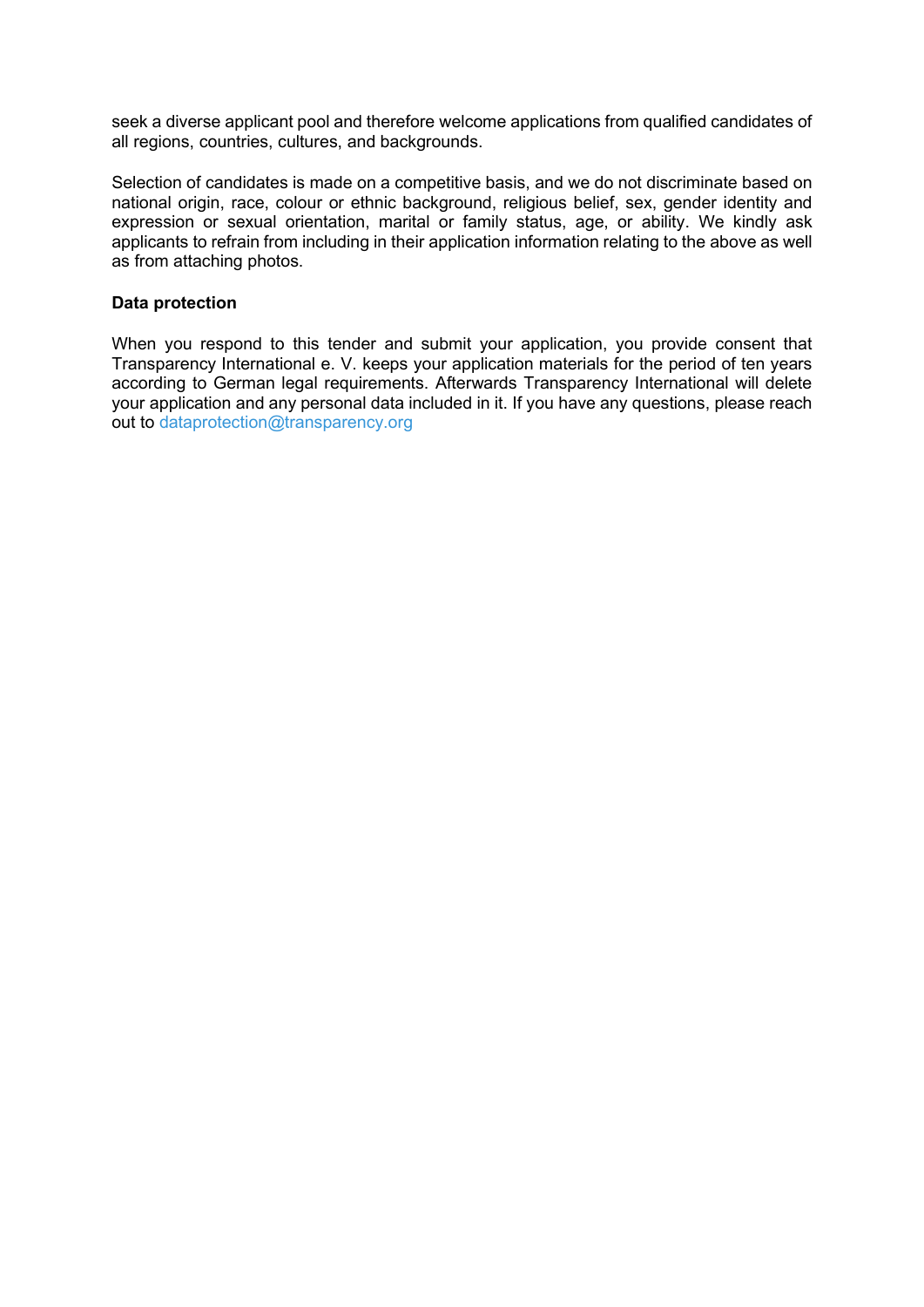seek a diverse applicant pool and therefore welcome applications from qualified candidates of all regions, countries, cultures, and backgrounds.

Selection of candidates is made on a competitive basis, and we do not discriminate based on national origin, race, colour or ethnic background, religious belief, sex, gender identity and expression or sexual orientation, marital or family status, age, or ability. We kindly ask applicants to refrain from including in their application information relating to the above as well as from attaching photos.

**Data protection**

When you respond to this tender and submit your application, you provide consent that Transparency International e. V. keeps your application materials for the period of ten years according to German legal requirements. Afterwards Transparency International will delete your application and any personal data included in it. If you have any questions, please reach out to dataprotection@transparency.org